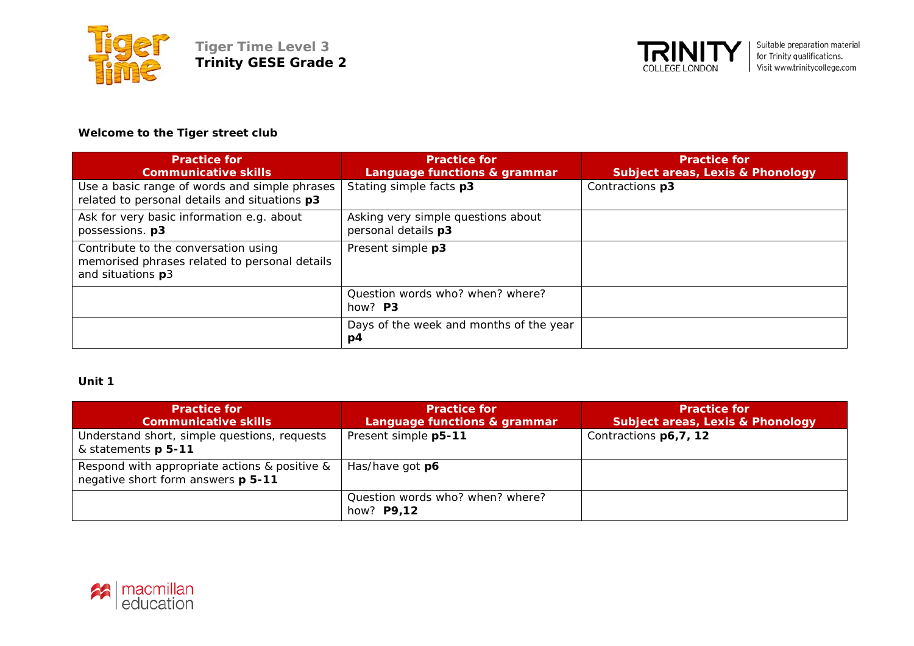**Tiger Time Level 3**
**Trinity GESE Grade 2**

Suitable preparation material for Trinity qualifications. Visit www.trinitycollege.com

### Welcome to the Tiger street club

| Practice for Communicative skills | Practice for Language functions & grammar | Practice for Subject areas, Lexis & Phonology |
|---|---|---|
| Use a basic range of words and simple phrases related to personal details and situations **p3** | Stating simple facts **p3** | Contractions **p3** |
| Ask for very basic information e.g. about possessions. **p3** | Asking very simple questions about personal details **p3** | |
| Contribute to the conversation using memorised phrases related to personal details and situations **p**3 | Present simple **p3** | |
| | Question words who? when? where? how? **P3** | |
| | Days of the week and months of the year **p4** | |

### Unit 1

| Practice for Communicative skills | Practice for Language functions & grammar | Practice for Subject areas, Lexis & Phonology |
|---|---|---|
| Understand short, simple questions, requests & statements **p 5-11** | Present simple **p5-11** | Contractions **p6,7, 12** |
| Respond with appropriate actions & positive & negative short form answers **p 5-11** | Has/have got **p6** | |
| | Question words who? when? where? how? **P9,12** | |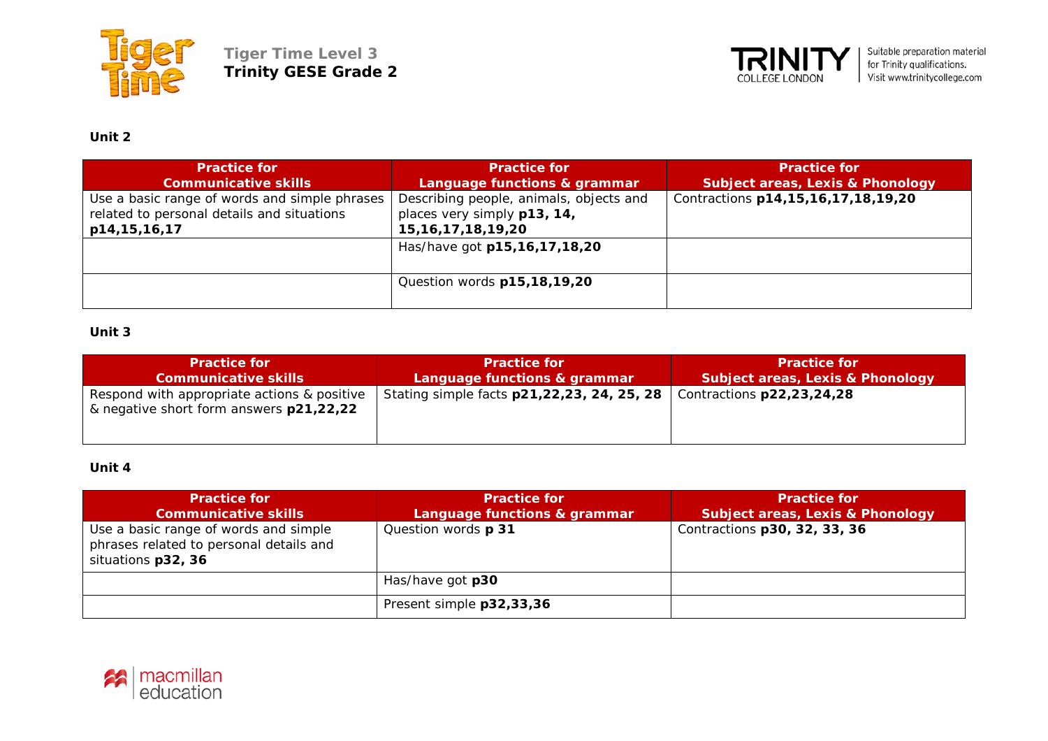**Tiger Time Level 3**
**Trinity GESE Grade 2**

Suitable preparation material for Trinity qualifications. Visit www.trinitycollege.com

### Unit 2

| Practice for Communicative skills | Practice for Language functions & grammar | Practice for Subject areas, Lexis & Phonology |
|---|---|---|
| Use a basic range of words and simple phrases related to personal details and situations **p14,15,16,17** | Describing people, animals, objects and places very simply **p13, 14, 15,16,17,18,19,20** | Contractions **p14,15,16,17,18,19,20** |
| | Has/have got **p15,16,17,18,20** | |
| | Question words **p15,18,19,20** | |

### Unit 3

| Practice for Communicative skills | Practice for Language functions & grammar | Practice for Subject areas, Lexis & Phonology |
|---|---|---|
| Respond with appropriate actions & positive & negative short form answers **p21,22,22** | Stating simple facts **p21,22,23, 24, 25, 28** | Contractions **p22,23,24,28** |

### Unit 4

| Practice for Communicative skills | Practice for Language functions & grammar | Practice for Subject areas, Lexis & Phonology |
|---|---|---|
| Use a basic range of words and simple phrases related to personal details and situations **p32, 36** | Question words **p 31** | Contractions **p30, 32, 33, 36** |
| | Has/have got **p30** | |
| | Present simple **p32,33,36** | |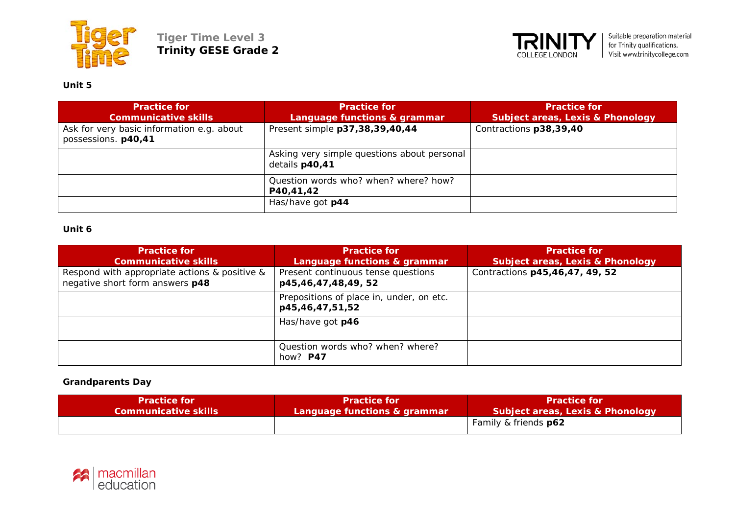**Tiger Time Level 3**
**Trinity GESE Grade 2**

Suitable preparation material for Trinity qualifications. Visit www.trinitycollege.com

**Unit 5**

| Practice for Communicative skills | Practice for Language functions & grammar | Practice for Subject areas, Lexis & Phonology |
|---|---|---|
| Ask for very basic information e.g. about possessions. **p40,41** | Present simple **p37,38,39,40,44** | Contractions **p38,39,40** |
| | Asking very simple questions about personal details **p40,41** | |
| | Question words who? when? where? how? **P40,41,42** | |
| | Has/have got **p44** | |

**Unit 6**

| Practice for Communicative skills | Practice for Language functions & grammar | Practice for Subject areas, Lexis & Phonology |
|---|---|---|
| Respond with appropriate actions & positive & negative short form answers **p48** | Present continuous tense questions **p45,46,47,48,49, 52** | Contractions **p45,46,47, 49, 52** |
| | Prepositions of place in, under, on etc. **p45,46,47,51,52** | |
| | Has/have got **p46** | |
| | Question words who? when? where? how? **P47** | |

**Grandparents Day**

| Practice for Communicative skills | Practice for Language functions & grammar | Practice for Subject areas, Lexis & Phonology |
|---|---|---|
| | | Family & friends **p62** |